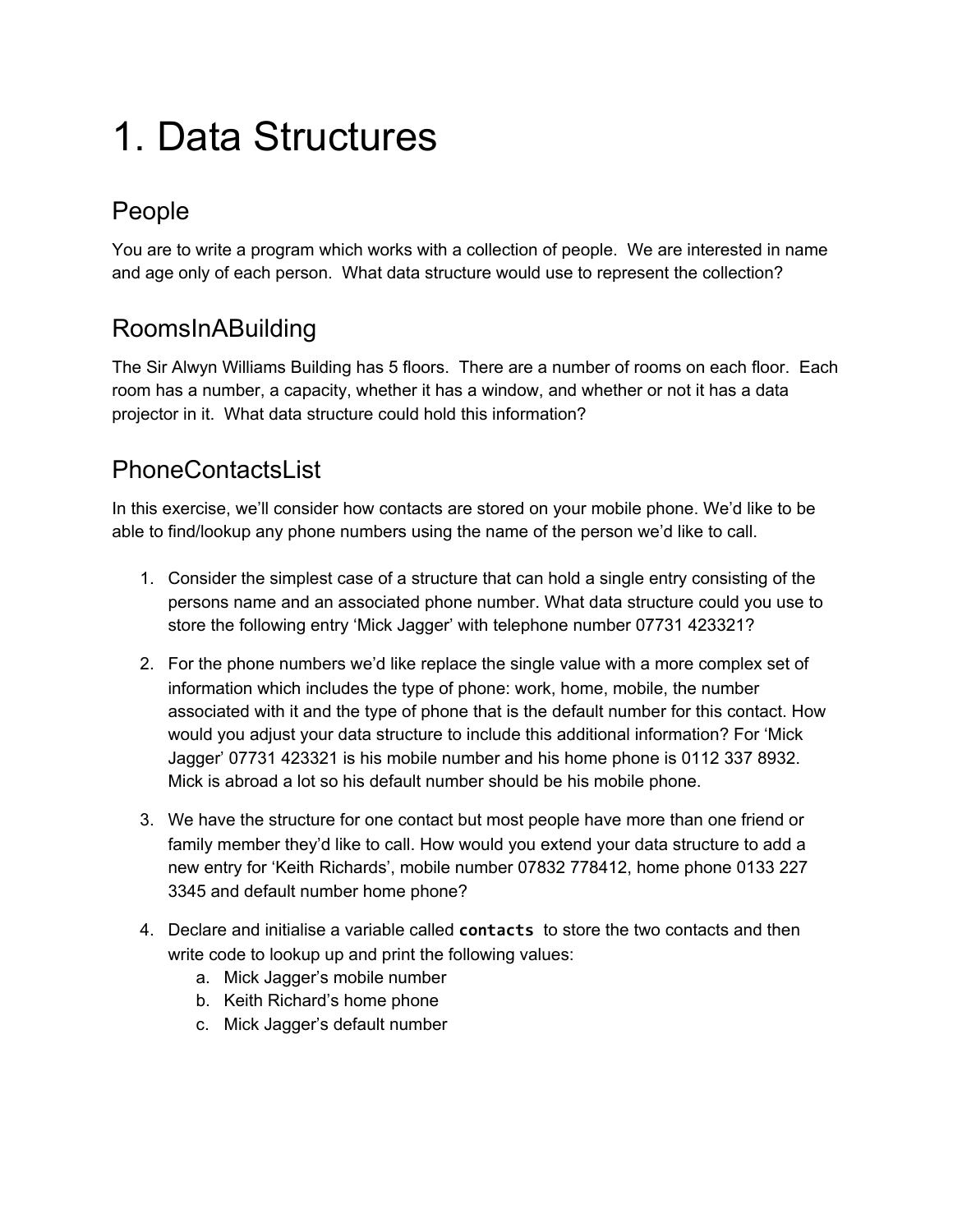# 1. Data Structures

## People

You are to write a program which works with a collection of people. We are interested in name and age only of each person. What data structure would use to represent the collection?

## RoomsInABuilding

The Sir Alwyn Williams Building has 5 floors. There are a number of rooms on each floor. Each room has a number, a capacity, whether it has a window, and whether or not it has a data projector in it. What data structure could hold this information?

## PhoneContactsList

In this exercise, we'll consider how contacts are stored on your mobile phone. We'd like to be able to find/lookup any phone numbers using the name of the person we'd like to call.

1. Consider the simplest case of a structure that can hold a single entry consisting of the persons name and an associated phone number. What data structure could you use to store the following entry 'Mick Jagger' with telephone number 07731 423321?

2. For the phone numbers we'd like replace the single value with a more complex set of information which includes the type of phone: work, home, mobile, the number associated with it and the type of phone that is the default number for this contact. How would you adjust your data structure to include this additional information? For 'Mick Jagger' 07731 423321 is his mobile number and his home phone is 0112 337 8932. Mick is abroad a lot so his default number should be his mobile phone.

3. We have the structure for one contact but most people have more than one friend or family member they'd like to call. How would you extend your data structure to add a new entry for 'Keith Richards', mobile number 07832 778412, home phone 0133 227 3345 and default number home phone?

4. Declare and initialise a variable called **`contacts`** to store the two contacts and then write code to lookup up and print the following values:
    a. Mick Jagger's mobile number
    b. Keith Richard's home phone
    c. Mick Jagger's default number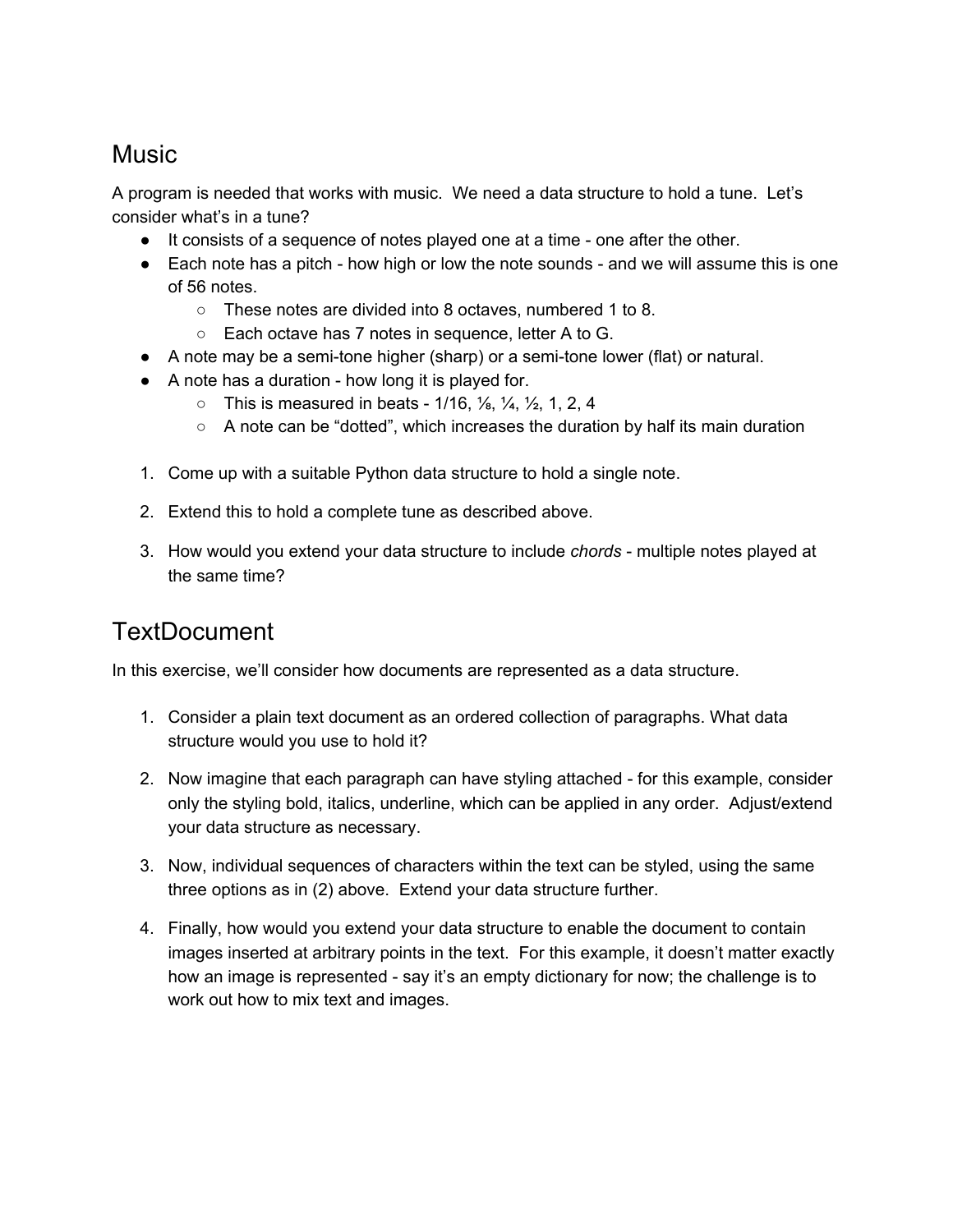## Music

A program is needed that works with music. We need a data structure to hold a tune. Let's consider what's in a tune?

- It consists of a sequence of notes played one at a time - one after the other.
- Each note has a pitch - how high or low the note sounds - and we will assume this is one of 56 notes.
  - These notes are divided into 8 octaves, numbered 1 to 8.
  - Each octave has 7 notes in sequence, letter A to G.
- A note may be a semi-tone higher (sharp) or a semi-tone lower (flat) or natural.
- A note has a duration - how long it is played for.
  - This is measured in beats - 1/16, ⅛, ¼, ½, 1, 2, 4
  - A note can be "dotted", which increases the duration by half its main duration

1. Come up with a suitable Python data structure to hold a single note.

2. Extend this to hold a complete tune as described above.

3. How would you extend your data structure to include *chords* - multiple notes played at the same time?

## TextDocument

In this exercise, we'll consider how documents are represented as a data structure.

1. Consider a plain text document as an ordered collection of paragraphs. What data structure would you use to hold it?

2. Now imagine that each paragraph can have styling attached - for this example, consider only the styling bold, italics, underline, which can be applied in any order. Adjust/extend your data structure as necessary.

3. Now, individual sequences of characters within the text can be styled, using the same three options as in (2) above. Extend your data structure further.

4. Finally, how would you extend your data structure to enable the document to contain images inserted at arbitrary points in the text. For this example, it doesn't matter exactly how an image is represented - say it's an empty dictionary for now; the challenge is to work out how to mix text and images.